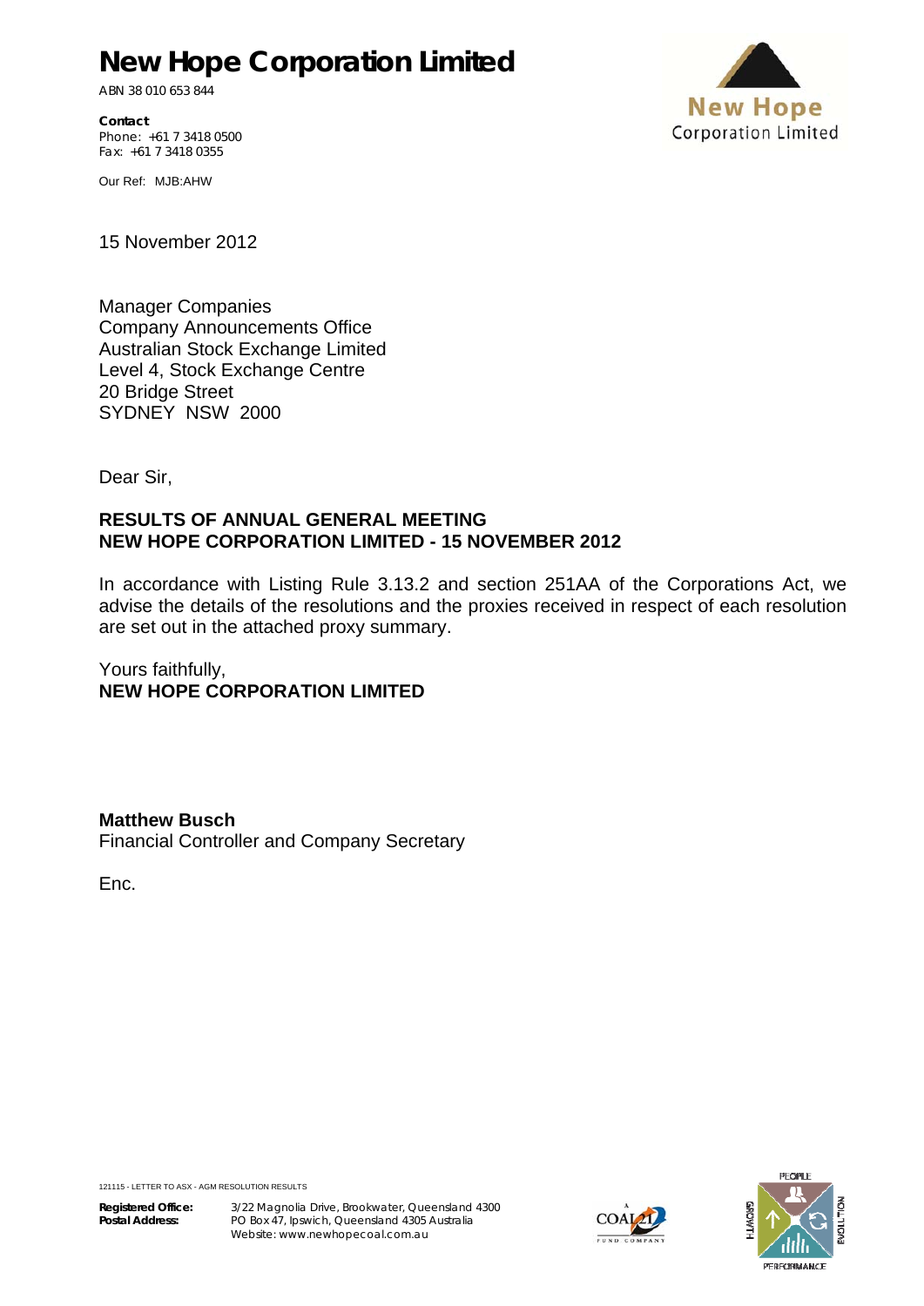# New Hope Corporation Limited

ABN 38 010 653 844

**Contact**
Phone: +61 7 3418 0500
Fax: +61 7 3418 0355

Our Ref: MJB:AHW

15 November 2012

Manager Companies
Company Announcements Office
Australian Stock Exchange Limited
Level 4, Stock Exchange Centre
20 Bridge Street
SYDNEY NSW 2000

Dear Sir,

**RESULTS OF ANNUAL GENERAL MEETING**
**NEW HOPE CORPORATION LIMITED - 15 NOVEMBER 2012**

In accordance with Listing Rule 3.13.2 and section 251AA of the Corporations Act, we advise the details of the resolutions and the proxies received in respect of each resolution are set out in the attached proxy summary.

Yours faithfully,
**NEW HOPE CORPORATION LIMITED**

**Matthew Busch**
Financial Controller and Company Secretary

Enc.

121115 - LETTER TO ASX - AGM RESOLUTION RESULTS

**Registered Office:** 3/22 Magnolia Drive, Brookwater, Queensland 4300
**Postal Address:** PO Box 47, Ipswich, Queensland 4305 Australia
Website: www.newhopecoal.com.au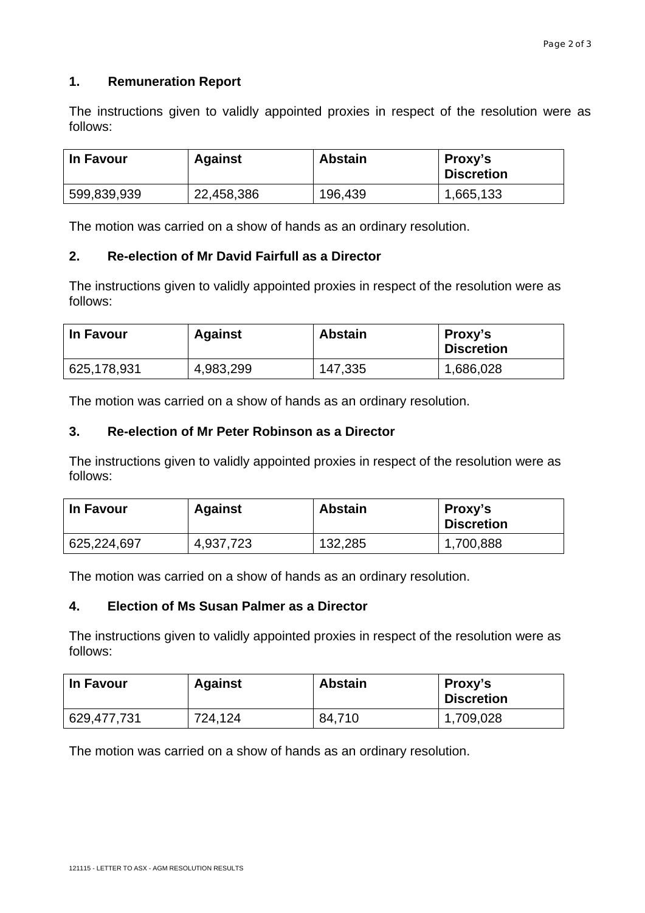## 1. Remuneration Report

The instructions given to validly appointed proxies in respect of the resolution were as follows:

| In Favour | Against | Abstain | Proxy's Discretion |
|---|---|---|---|
| 599,839,939 | 22,458,386 | 196,439 | 1,665,133 |

The motion was carried on a show of hands as an ordinary resolution.

## 2. Re-election of Mr David Fairfull as a Director

The instructions given to validly appointed proxies in respect of the resolution were as follows:

| In Favour | Against | Abstain | Proxy's Discretion |
|---|---|---|---|
| 625,178,931 | 4,983,299 | 147,335 | 1,686,028 |

The motion was carried on a show of hands as an ordinary resolution.

## 3. Re-election of Mr Peter Robinson as a Director

The instructions given to validly appointed proxies in respect of the resolution were as follows:

| In Favour | Against | Abstain | Proxy's Discretion |
|---|---|---|---|
| 625,224,697 | 4,937,723 | 132,285 | 1,700,888 |

The motion was carried on a show of hands as an ordinary resolution.

## 4. Election of Ms Susan Palmer as a Director

The instructions given to validly appointed proxies in respect of the resolution were as follows:

| In Favour | Against | Abstain | Proxy's Discretion |
|---|---|---|---|
| 629,477,731 | 724,124 | 84,710 | 1,709,028 |

The motion was carried on a show of hands as an ordinary resolution.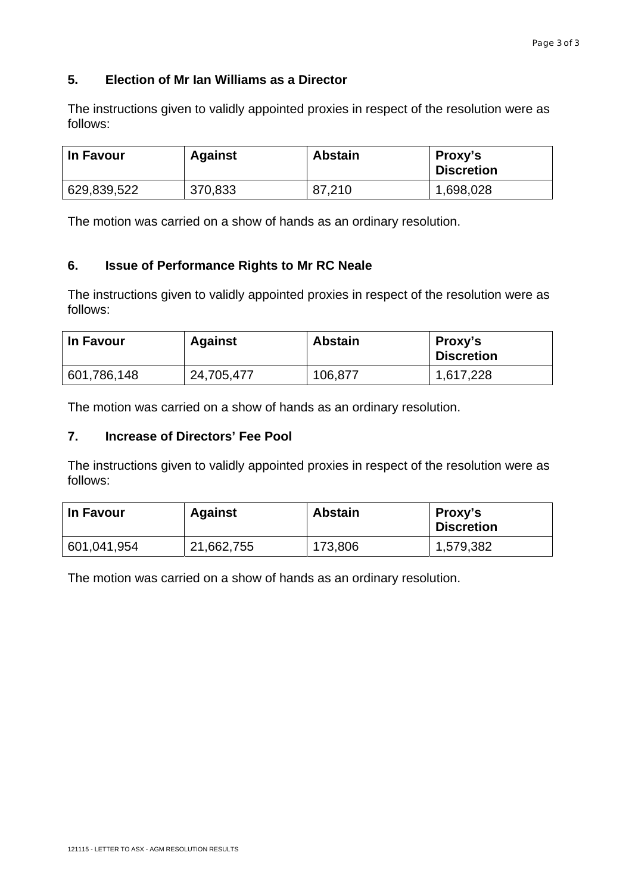## 5. Election of Mr Ian Williams as a Director

The instructions given to validly appointed proxies in respect of the resolution were as follows:

| In Favour | Against | Abstain | Proxy's Discretion |
|---|---|---|---|
| 629,839,522 | 370,833 | 87,210 | 1,698,028 |

The motion was carried on a show of hands as an ordinary resolution.

## 6. Issue of Performance Rights to Mr RC Neale

The instructions given to validly appointed proxies in respect of the resolution were as follows:

| In Favour | Against | Abstain | Proxy's Discretion |
|---|---|---|---|
| 601,786,148 | 24,705,477 | 106,877 | 1,617,228 |

The motion was carried on a show of hands as an ordinary resolution.

## 7. Increase of Directors' Fee Pool

The instructions given to validly appointed proxies in respect of the resolution were as follows:

| In Favour | Against | Abstain | Proxy's Discretion |
|---|---|---|---|
| 601,041,954 | 21,662,755 | 173,806 | 1,579,382 |

The motion was carried on a show of hands as an ordinary resolution.